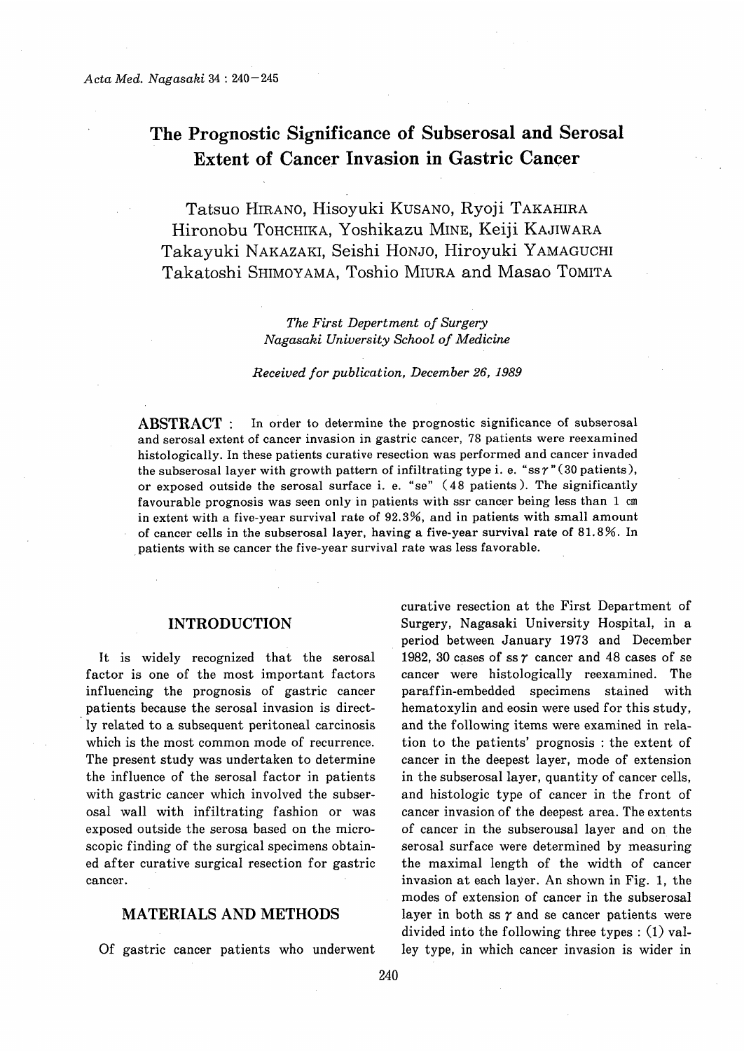# The Prognostic Significance of Subserosal and Serosal Extent of Cancer Invasion in Gastric Cancer

Tatsuo HIRANO, Hisoyuki KUSANO, Ryoji TAKAHIRA
Hironobu TOHCHIKA, Yoshikazu MINE, Keiji KAJIWARA
Takayuki NAKAZAKI, Seishi HONJO, Hiroyuki YAMAGUCHI
Takatoshi SHIMOYAMA, Toshio MIURA and Masao TOMITA

*The First Depertment of Surgery*
*Nagasaki University School of Medicine*

*Received for publication, December 26, 1989*

**ABSTRACT** : In order to determine the prognostic significance of subserosal and serosal extent of cancer invasion in gastric cancer, 78 patients were reexamined histologically. In these patients curative resection was performed and cancer invaded the subserosal layer with growth pattern of infiltrating type i. e. "ss$\gamma$" (30 patients), or exposed outside the serosal surface i. e. "se" (48 patients). The significantly favourable prognosis was seen only in patients with ssr cancer being less than 1 cm in extent with a five-year survival rate of 92.3%, and in patients with small amount of cancer cells in the subserosal layer, having a five-year survival rate of 81.8%. In patients with se cancer the five-year survival rate was less favorable.

## INTRODUCTION

It is widely recognized that the serosal factor is one of the most important factors influencing the prognosis of gastric cancer patients because the serosal invasion is directly related to a subsequent peritoneal carcinosis which is the most common mode of recurrence. The present study was undertaken to determine the influence of the serosal factor in patients with gastric cancer which involved the subserosal wall with infiltrating fashion or was exposed outside the serosa based on the microscopic finding of the surgical specimens obtained after curative surgical resection for gastric cancer.

## MATERIALS AND METHODS

Of gastric cancer patients who underwent curative resection at the First Department of Surgery, Nagasaki University Hospital, in a period between January 1973 and December 1982, 30 cases of ss $\gamma$ cancer and 48 cases of se cancer were histologically reexamined. The paraffin-embedded specimens stained with hematoxylin and eosin were used for this study, and the following items were examined in relation to the patients' prognosis : the extent of cancer in the deepest layer, mode of extension in the subserosal layer, quantity of cancer cells, and histologic type of cancer in the front of cancer invasion of the deepest area. The extents of cancer in the subserousal layer and on the serosal surface were determined by measuring the maximal length of the width of cancer invasion at each layer. An shown in Fig. 1, the modes of extension of cancer in the subserosal layer in both ss $\gamma$ and se cancer patients were divided into the following three types : (1) valley type, in which cancer invasion is wider in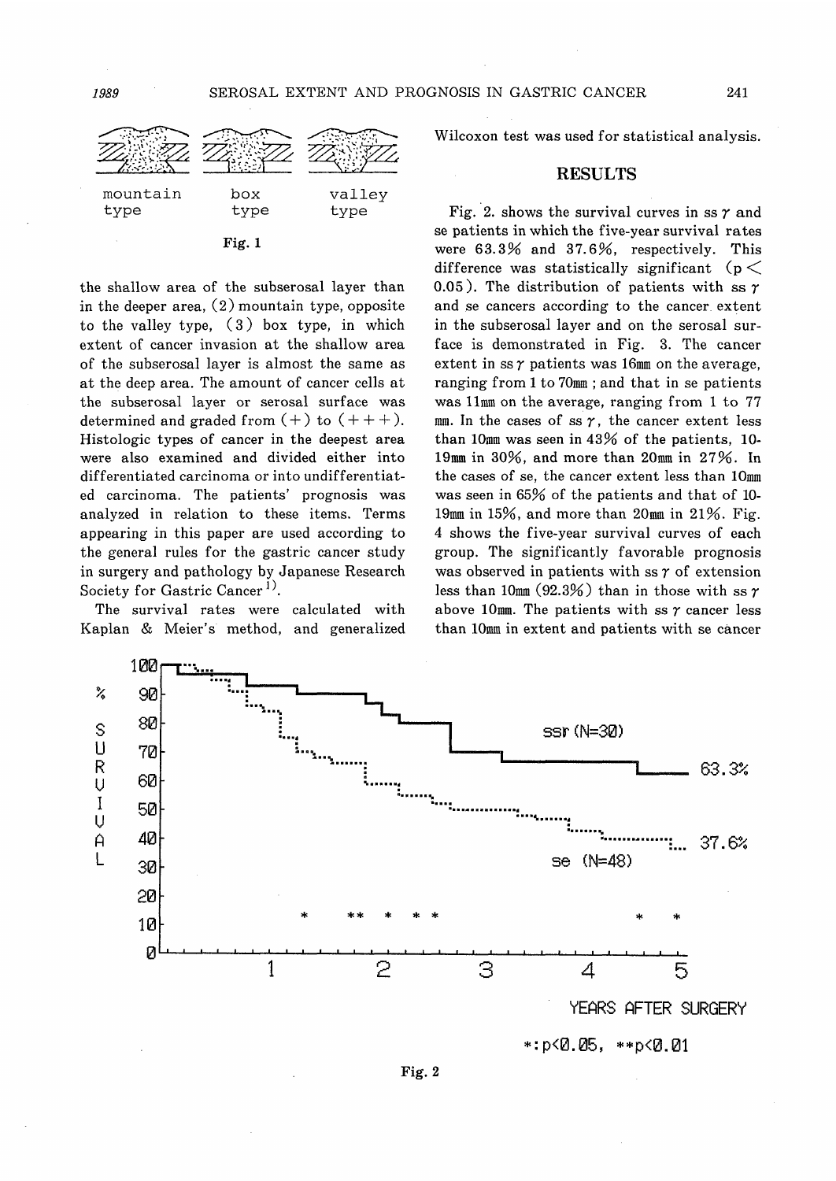Fig. 1

the shallow area of the subserosal layer than in the deeper area, (2) mountain type, opposite to the valley type, (3) box type, in which extent of cancer invasion at the shallow area of the subserosal layer is almost the same as at the deep area. The amount of cancer cells at the subserosal layer or serosal surface was determined and graded from (+) to (+++). Histologic types of cancer in the deepest area were also examined and divided either into differentiated carcinoma or into undifferentiated carcinoma. The patients' prognosis was analyzed in relation to these items. Terms appearing in this paper are used according to the general rules for the gastric cancer study in surgery and pathology by Japanese Research Society for Gastric Cancer [1].

The survival rates were calculated with Kaplan & Meier's method, and generalized Wilcoxon test was used for statistical analysis.

## RESULTS

Fig. 2. shows the survival curves in ss $\gamma$ and se patients in which the five-year survival rates were 63.3% and 37.6%, respectively. This difference was statistically significant ($p < 0.05$). The distribution of patients with ss $\gamma$ and se cancers according to the cancer extent in the subserosal layer and on the serosal surface is demonstrated in Fig. 3. The cancer extent in ss $\gamma$ patients was 16mm on the average, ranging from 1 to 70mm; and that in se patients was 11mm on the average, ranging from 1 to 77 mm. In the cases of ss $\gamma$, the cancer extent less than 10mm was seen in 43% of the patients, 10-19mm in 30%, and more than 20mm in 27%. In the cases of se, the cancer extent less than 10mm was seen in 65% of the patients and that of 10-19mm in 15%, and more than 20mm in 21%. Fig. 4 shows the five-year survival curves of each group. The significantly favorable prognosis was observed in patients with ss $\gamma$ of extension less than 10mm (92.3%) than in those with ss $\gamma$ above 10mm. The patients with ss $\gamma$ cancer less than 10mm in extent and patients with se cancer

Fig. 2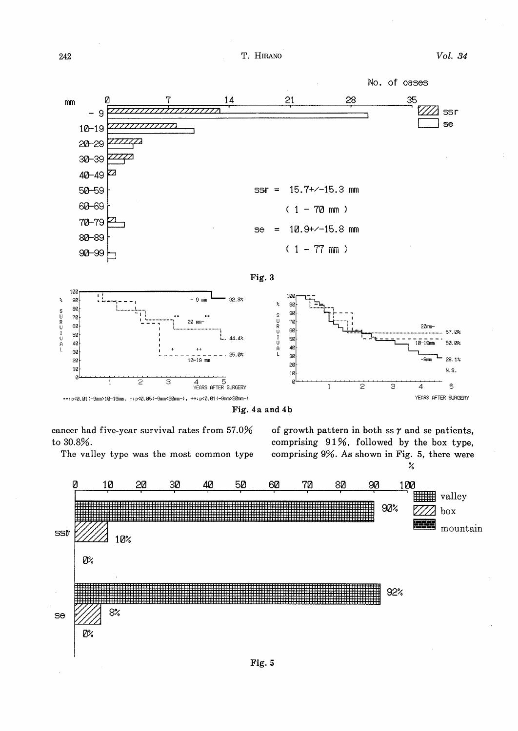Fig. 3

Fig. 4a and 4b

cancer had five-year survival rates from 57.0% to 30.8%.

The valley type was the most common type of growth pattern in both ss $\gamma$ and se patients, comprising 91%, followed by the box type, comprising 9%. As shown in Fig. 5, there were

Fig. 5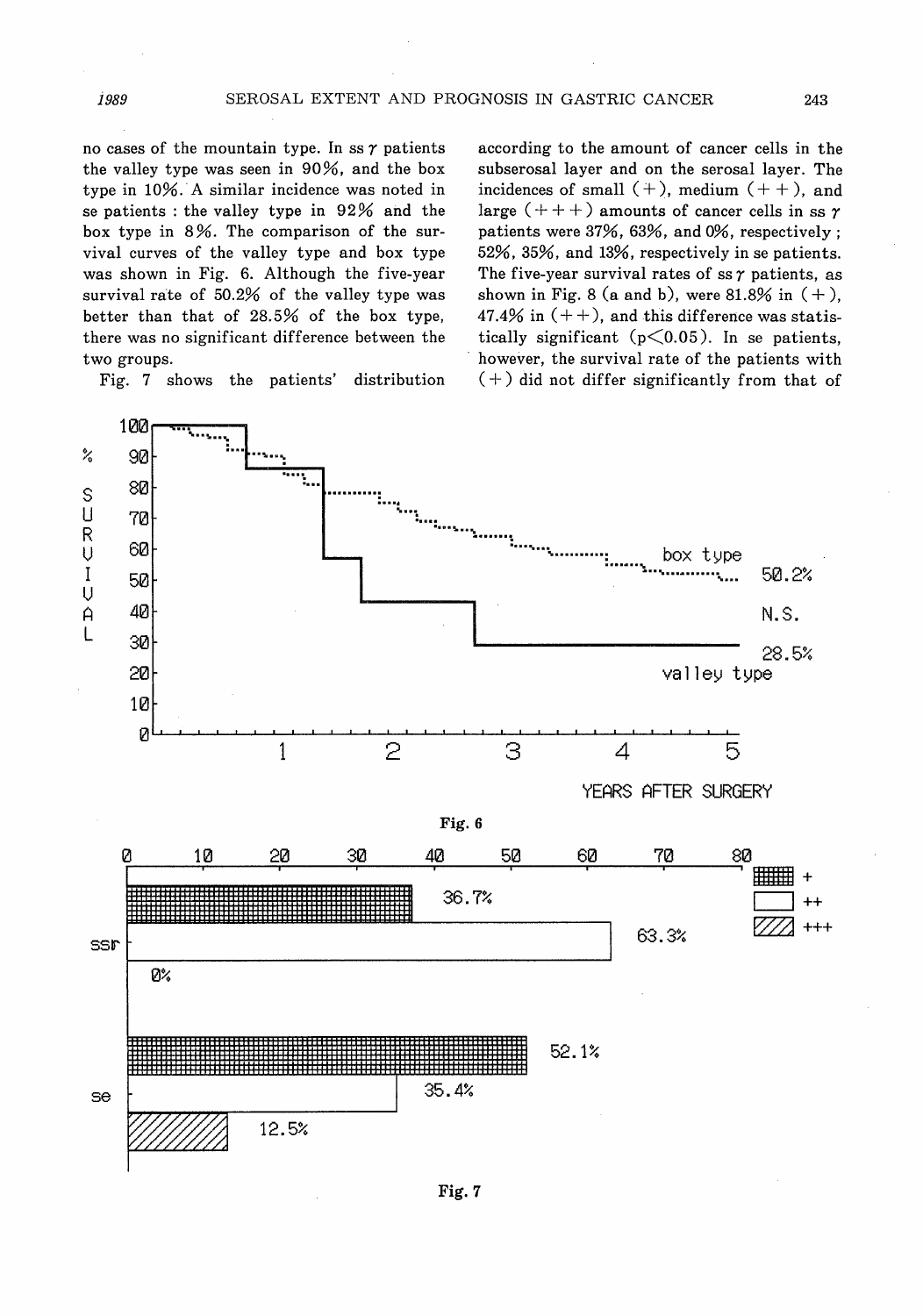no cases of the mountain type. In ss $\gamma$ patients the valley type was seen in 90%, and the box type in 10%. A similar incidence was noted in se patients : the valley type in 92% and the box type in 8%. The comparison of the survival curves of the valley type and box type was shown in Fig. 6. Although the five-year survival rate of 50.2% of the valley type was better than that of 28.5% of the box type, there was no significant difference between the two groups.

Fig. 7 shows the patients' distribution according to the amount of cancer cells in the subserosal layer and on the serosal layer. The incidences of small (+), medium (++), and large (+++) amounts of cancer cells in ss $\gamma$ patients were 37%, 63%, and 0%, respectively ; 52%, 35%, and 13%, respectively in se patients. The five-year survival rates of ss $\gamma$ patients, as shown in Fig. 8 (a and b), were 81.8% in (+), 47.4% in (++), and this difference was statistically significant ($p<0.05$). In se patients, however, the survival rate of the patients with (+) did not differ significantly from that of

Fig. 6

Fig. 7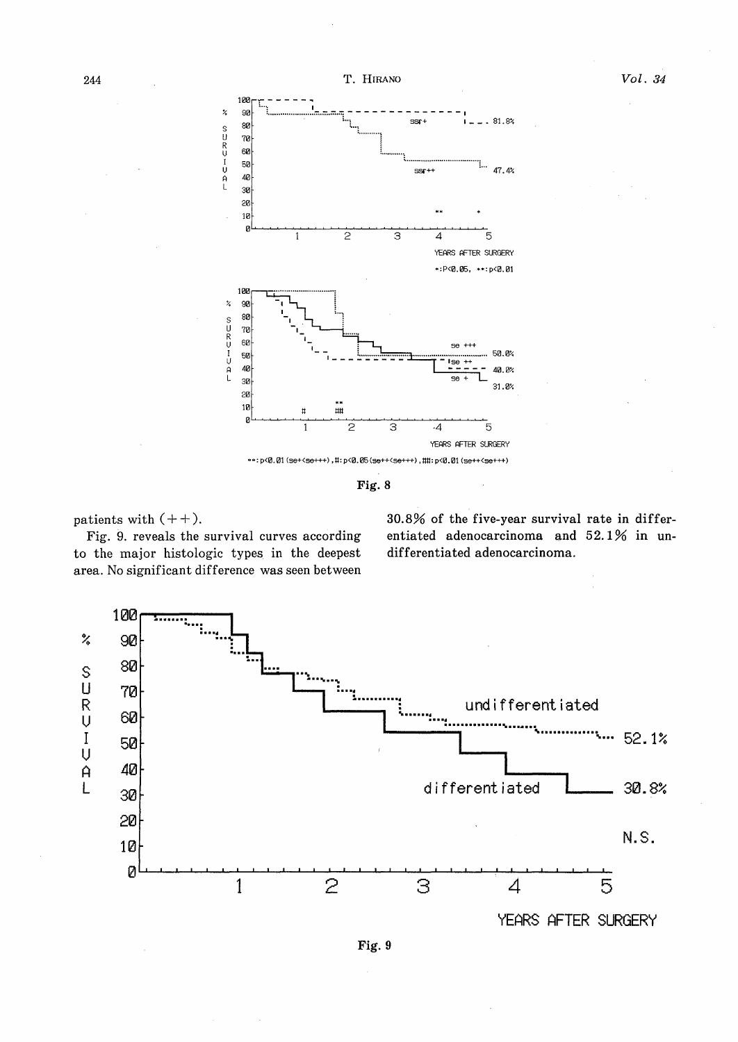Fig. 8

patients with (++).

Fig. 9. reveals the survival curves according to the major histologic types in the deepest area. No significant difference was seen between 30.8% of the five-year survival rate in differentiated adenocarcinoma and 52.1% in undifferentiated adenocarcinoma.

Fig. 9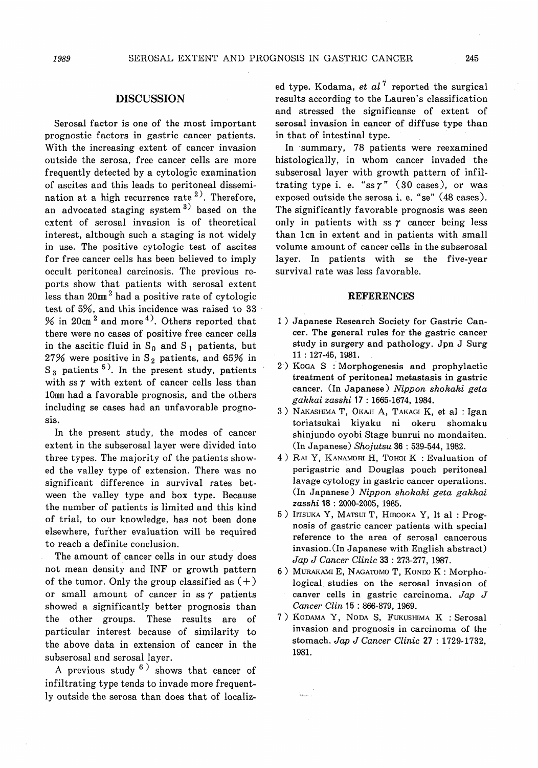## DISCUSSION

Serosal factor is one of the most important prognostic factors in gastric cancer patients. With the increasing extent of cancer invasion outside the serosa, free cancer cells are more frequently detected by a cytologic examination of ascites and this leads to peritoneal dissemination at a high recurrence rate [2]. Therefore, an advocated staging system [3] based on the extent of serosal invasion is of theoretical interest, although such a staging is not widely in use. The positive cytologic test of ascites for free cancer cells has been believed to imply occult peritoneal carcinosis. The previous reports show that patients with serosal extent less than 20mm$^2$ had a positive rate of cytologic test of 5%, and this incidence was raised to 33 % in 20cm$^2$ and more [4]. Others reported that there were no cases of positive free cancer cells in the ascitic fluid in $S_0$ and $S_1$ patients, but 27% were positive in $S_2$ patients, and 65% in $S_3$ patients [5]. In the present study, patients with ss $\gamma$ with extent of cancer cells less than 10mm had a favorable prognosis, and the others including se cases had an unfavorable prognosis.

In the present study, the modes of cancer extent in the subserosal layer were divided into three types. The majority of the patients showed the valley type of extension. There was no significant difference in survival rates between the valley type and box type. Because the number of patients is limited and this kind of trial, to our knowledge, has not been done elsewhere, further evaluation will be required to reach a definite conclusion.

The amount of cancer cells in our study does not mean density and INF or growth pattern of the tumor. Only the group classified as (+) or small amount of cancer in ss $\gamma$ patients showed a significantly better prognosis than the other groups. These results are of particular interest because of similarity to the above data in extension of cancer in the subserosal and serosal layer.

A previous study [6] shows that cancer of infiltrating type tends to invade more frequently outside the serosa than does that of localized type. Kodama, *et al* [7] reported the surgical results according to the Lauren's classification and stressed the significanse of extent of serosal invasion in cancer of diffuse type than in that of intestinal type.

In summary, 78 patients were reexamined histologically, in whom cancer invaded the subserosal layer with growth pattern of infiltrating type i. e. "ss$\gamma$" (30 cases), or was exposed outside the serosa i. e. "se" (48 cases). The significantly favorable prognosis was seen only in patients with ss $\gamma$ cancer being less than 1cm in extent and in patients with small volume amount of cancer cells in the subserosal layer. In patients with se the five-year survival rate was less favorable.

## REFERENCES

1) Japanese Research Society for Gastric Cancer. The general rules for the gastric cancer study in surgery and pathology. Jpn J Surg 11 : 127-45, 1981.
2) KOGA S : Morphogenesis and prophylactic treatment of peritoneal metastasis in gastric cancer. (In Japanese) *Nippon shokaki geta gakkai zasshi* **17** : 1665-1674, 1984.
3) NAKASHIMA T, OKAJI A, TAKAGI K, et al : Igan toriatsukai kiyaku ni okeru shomaku shinjundo oyobi Stage bunrui no mondaiten. (In Japanese) *Shojutsu* **36** : 539-544, 1982.
4) RAI Y, KANAMORI H, TOHGI K : Evaluation of perigastric and Douglas pouch peritoneal lavage cytology in gastric cancer operations. (In Japanese) *Nippon shokaki geta gakkai zasshi* **18** : 2000-2005, 1985.
5) IITSUKA Y, MATSUI T, HIROOKA Y, lt al : Prognosis of gastric cancer patients with special reference to the area of serosal cancerous invasion. (In Japanese with English abstract) *Jap J Cancer Clinic* **33** : 273-277, 1987.
6) MURAKAMI E, NAGATOMO T, KONDO K : Morphological studies on the serosal invasion of canver cells in gastric carcinoma. *Jap J Cancer Clin* **15** : 866-879, 1969.
7) KODAMA Y, NODA S, FUKUSHIMA K : Serosal invasion and prognosis in carcinoma of the stomach. *Jap J Cancer Clinic* **27** : 1729-1732, 1981.